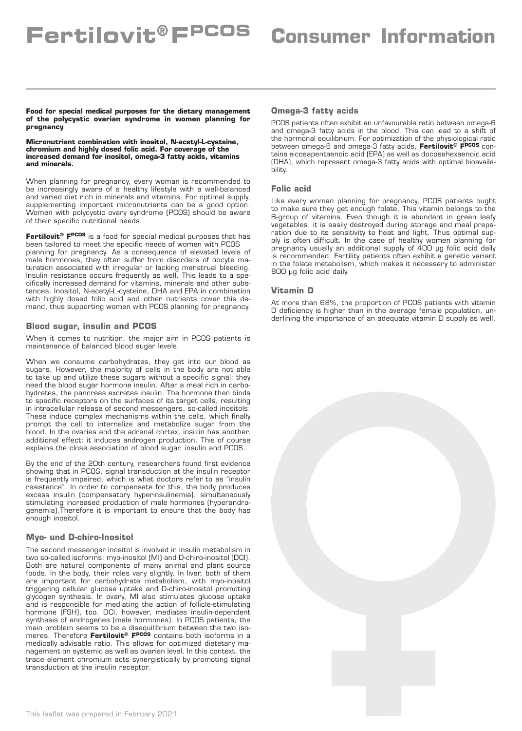# Fertilovit® F^PCOS Consumer Information

**Food for special medical purposes for the dietary management of the polycystic ovarian syndrome in women planning for pregnancy**

**Micronutrient combination with inositol, N-acetyl-L-cysteine, chromium and highly dosed folic acid. For coverage of the increased demand for inositol, omega-3 fatty acids, vitamins and minerals.**

When planning for pregnancy, every woman is recommended to be increasingly aware of a healthy lifestyle with a well-balanced and varied diet rich in minerals and vitamins. For optimal supply, supplementing important micronutrients can be a good option. Women with polycystic ovary syndrome (PCOS) should be aware of their specific nutritional needs.

**Fertilovit® F^PCOS** is a food for special medical purposes that has been tailored to meet the specific needs of women with PCOS planning for pregnancy. As a consequence of elevated levels of male hormones, they often suffer from disorders of oocyte maturation associated with irregular or lacking menstrual bleeding. Insulin resistance occurs frequently as well. This leads to a specifically increased demand for vitamins, minerals and other substances. Inositol, N-acetyl-L-cysteine, DHA and EPA in combination with highly dosed folic acid and other nutrients cover this demand, thus supporting women with PCOS planning for pregnancy.

## Blood sugar, insulin and PCOS

When it comes to nutrition, the major aim in PCOS patients is maintenance of balanced blood sugar levels.

When we consume carbohydrates, they get into our blood as sugars. However, the majority of cells in the body are not able to take up and utilize these sugars without a specific signal: they need the blood sugar hormone insulin. After a meal rich in carbohydrates, the pancreas excretes insulin. The hormone then binds to specific receptors on the surfaces of its target cells, resulting in intracellular release of second messengers, so-called inositols. These induce complex mechanisms within the cells, which finally prompt the cell to internalize and metabolize sugar from the blood. In the ovaries and the adrenal cortex, insulin has another, additional effect: it induces androgen production. This of course explains the close association of blood sugar, insulin and PCOS.

By the end of the 20th century, researchers found first evidence showing that in PCOS, signal transduction at the insulin receptor is frequently impaired, which is what doctors refer to as "insulin resistance". In order to compensate for this, the body produces excess insulin (compensatory hyperinsulinemia), simultaneously stimulating increased production of male hormones (hyperandrogenemia).Therefore it is important to ensure that the body has enough inositol.

## Myo- und D-chiro-Inositol

The second messenger inositol is involved in insulin metabolism in two so-called isoforms: myo-inositol (MI) and D-chiro-inositol (DCI). Both are natural components of many animal and plant source foods. In the body, their roles vary slightly. In liver, both of them are important for carbohydrate metabolism, with myo-inositol triggering cellular glucose uptake and D-chiro-inositol promoting glycogen synthesis. In ovary, MI also stimulates glucose uptake and is responsible for mediating the action of follicle-stimulating hormone (FSH), too. DCI, however, mediates insulin-dependent synthesis of androgenes (male hormones). In PCOS patients, the main problem seems to be a disequilibrium between the two isomeres. Therefore **Fertilovit® F^PCOS** contains both isoforms in a medically advisable ratio. This allows for optimized dietary management on systemic as well as ovarian level. In this context, the trace element chromium acts synergistically by promoting signal transduction at the insulin receptor.

## Omega-3 fatty acids

PCOS patients often exhibit an unfavourable ratio between omega-6 and omega-3 fatty acids in the blood. This can lead to a shift of the hormonal equilibrium. For optimization of the physiological ratio between omega-6 and omega-3 fatty acids, **Fertilovit® F^PCOS** contains eicosapentaenoic acid (EPA) as well as docosahexaenoic acid (DHA), which represent omega-3 fatty acids with optimal bioavailability.

## Folic acid

Like every woman planning for pregnancy, PCOS patients ought to make sure they get enough folate. This vitamin belongs to the B-group of vitamins. Even though it is abundant in green leafy vegetables, it is easily destroyed during storage and meal preparation due to its sensitivity to heat and light. Thus optimal supply is often difficult. In the case of healthy women planning for pregnancy usually an additional supply of 400 µg folic acid daily is recommended. Fertility patients often exhibit a genetic variant in the folate metabolism, which makes it necessary to administer 800 µg folic acid daily.

## Vitamin D

At more than 68%, the proportion of PCOS patients with vitamin D deficiency is higher than in the average female population, underlining the importance of an adequate vitamin D supply as well.

This leaflet was prepared in February 2021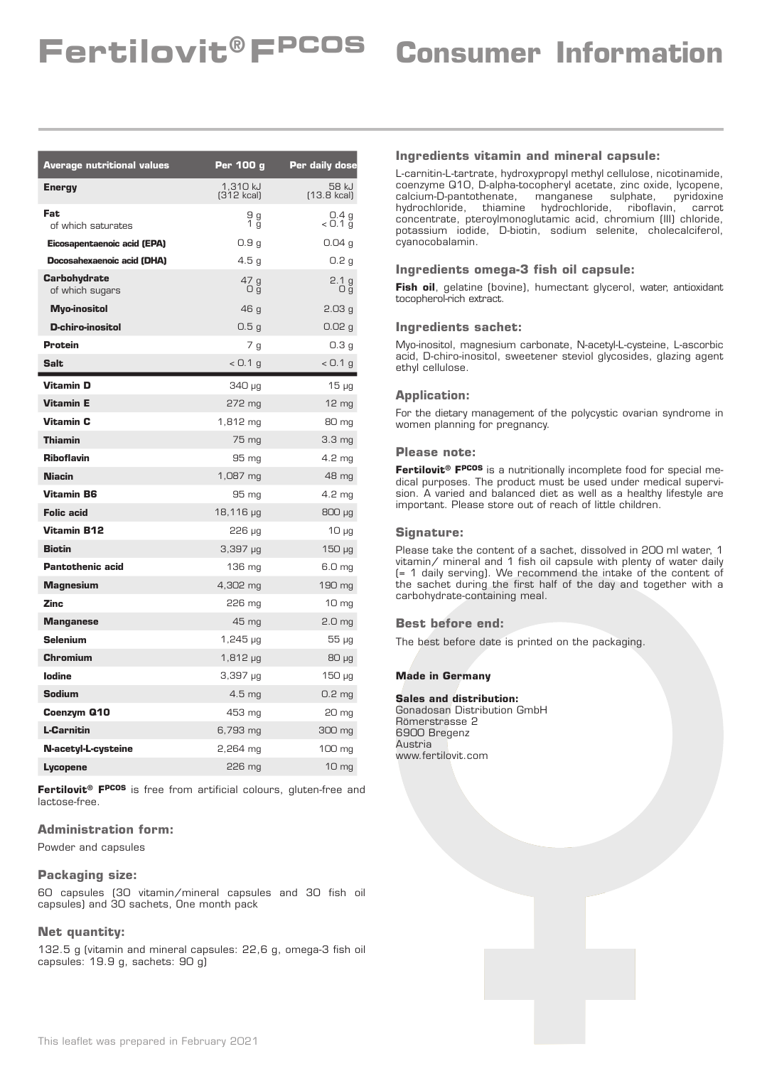# Fertilovit® F[PCOS] Consumer Information

| Average nutritional values | Per 100 g | Per daily dose |
|---|---|---|
| **Energy** | 1,310 kJ (312 kcal) | 58 kJ (13.8 kcal) |
| **Fat** | 9 g | 0.4 g |
| of which saturates | 1 g | < 0.1 g |
| **Eicosapentaenoic acid (EPA)** | 0.9 g | 0.04 g |
| **Docosahexaenoic acid (DHA)** | 4.5 g | 0.2 g |
| **Carbohydrate** | 47 g | 2.1 g |
| of which sugars | 0 g | 0 g |
| **Myo-inositol** | 46 g | 2.03 g |
| **D-chiro-inositol** | 0.5 g | 0.02 g |
| **Protein** | 7 g | 0.3 g |
| **Salt** | < 0.1 g | < 0.1 g |
| **Vitamin D** | 340 µg | 15 µg |
| **Vitamin E** | 272 mg | 12 mg |
| **Vitamin C** | 1,812 mg | 80 mg |
| **Thiamin** | 75 mg | 3.3 mg |
| **Riboflavin** | 95 mg | 4.2 mg |
| **Niacin** | 1,087 mg | 48 mg |
| **Vitamin B6** | 95 mg | 4.2 mg |
| **Folic acid** | 18,116 µg | 800 µg |
| **Vitamin B12** | 226 µg | 10 µg |
| **Biotin** | 3,397 µg | 150 µg |
| **Pantothenic acid** | 136 mg | 6.0 mg |
| **Magnesium** | 4,302 mg | 190 mg |
| **Zinc** | 226 mg | 10 mg |
| **Manganese** | 45 mg | 2.0 mg |
| **Selenium** | 1,245 µg | 55 µg |
| **Chromium** | 1,812 µg | 80 µg |
| **Iodine** | 3,397 µg | 150 µg |
| **Sodium** | 4.5 mg | 0.2 mg |
| **Coenzym Q10** | 453 mg | 20 mg |
| **L-Carnitin** | 6,793 mg | 300 mg |
| **N-acetyl-L-cysteine** | 2,264 mg | 100 mg |
| **Lycopene** | 226 mg | 10 mg |

**Fertilovit® F[PCOS]** is free from artificial colours, gluten-free and lactose-free.

### Administration form:

Powder and capsules

### Packaging size:

60 capsules (30 vitamin/mineral capsules and 30 fish oil capsules) and 30 sachets, One month pack

### Net quantity:

132.5 g (vitamin and mineral capsules: 22,6 g, omega-3 fish oil capsules: 19.9 g, sachets: 90 g)

### Ingredients vitamin and mineral capsule:

L-carnitin-L-tartrate, hydroxypropyl methyl cellulose, nicotinamide, coenzyme Q10, D-alpha-tocopheryl acetate, zinc oxide, lycopene, calcium-D-pantothenate, manganese sulphate, pyridoxine hydrochloride, thiamine hydrochloride, riboflavin, carrot concentrate, pteroylmonoglutamic acid, chromium (III) chloride, potassium iodide, D-biotin, sodium selenite, cholecalciferol, cyanocobalamin.

### Ingredients omega-3 fish oil capsule:

**Fish oil**, gelatine (bovine), humectant glycerol, water, antioxidant tocopherol-rich extract.

### Ingredients sachet:

Myo-inositol, magnesium carbonate, N-acetyl-L-cysteine, L-ascorbic acid, D-chiro-inositol, sweetener steviol glycosides, glazing agent ethyl cellulose.

### Application:

For the dietary management of the polycystic ovarian syndrome in women planning for pregnancy.

### Please note:

**Fertilovit® F[PCOS]** is a nutritionally incomplete food for special medical purposes. The product must be used under medical supervision. A varied and balanced diet as well as a healthy lifestyle are important. Please store out of reach of little children.

### Signature:

Please take the content of a sachet, dissolved in 200 ml water, 1 vitamin/ mineral and 1 fish oil capsule with plenty of water daily (= 1 daily serving). We recommend the intake of the content of the sachet during the first half of the day and together with a carbohydrate-containing meal.

### Best before end:

The best before date is printed on the packaging.

**Made in Germany**

**Sales and distribution:**
Gonadosan Distribution GmbH
Römerstrasse 2
6900 Bregenz
Austria
www.fertilovit.com

This leaflet was prepared in February 2021